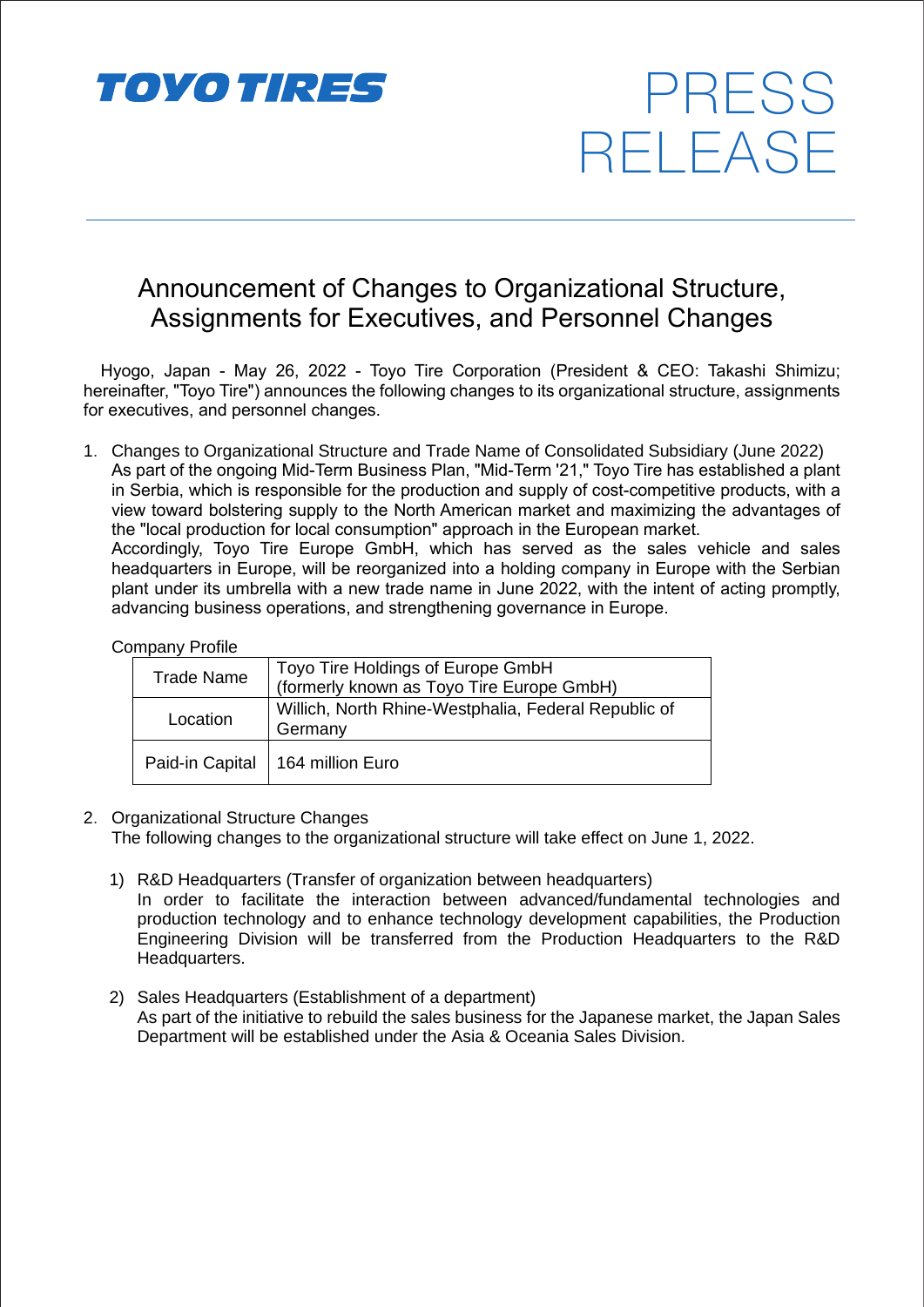TOYO TIRES

# PRESS RELEASE

## Announcement of Changes to Organizational Structure, Assignments for Executives, and Personnel Changes

Hyogo, Japan - May 26, 2022 - Toyo Tire Corporation (President & CEO: Takashi Shimizu; hereinafter, "Toyo Tire") announces the following changes to its organizational structure, assignments for executives, and personnel changes.

1. Changes to Organizational Structure and Trade Name of Consolidated Subsidiary (June 2022)
   As part of the ongoing Mid-Term Business Plan, "Mid-Term '21," Toyo Tire has established a plant in Serbia, which is responsible for the production and supply of cost-competitive products, with a view toward bolstering supply to the North American market and maximizing the advantages of the "local production for local consumption" approach in the European market.
   Accordingly, Toyo Tire Europe GmbH, which has served as the sales vehicle and sales headquarters in Europe, will be reorganized into a holding company in Europe with the Serbian plant under its umbrella with a new trade name in June 2022, with the intent of acting promptly, advancing business operations, and strengthening governance in Europe.

   Company Profile

   | Trade Name | Toyo Tire Holdings of Europe GmbH (formerly known as Toyo Tire Europe GmbH) |
   |---|---|
   | Location | Willich, North Rhine-Westphalia, Federal Republic of Germany |
   | Paid-in Capital | 164 million Euro |

2. Organizational Structure Changes
   The following changes to the organizational structure will take effect on June 1, 2022.

   1) R&D Headquarters (Transfer of organization between headquarters)
      In order to facilitate the interaction between advanced/fundamental technologies and production technology and to enhance technology development capabilities, the Production Engineering Division will be transferred from the Production Headquarters to the R&D Headquarters.

   2) Sales Headquarters (Establishment of a department)
      As part of the initiative to rebuild the sales business for the Japanese market, the Japan Sales Department will be established under the Asia & Oceania Sales Division.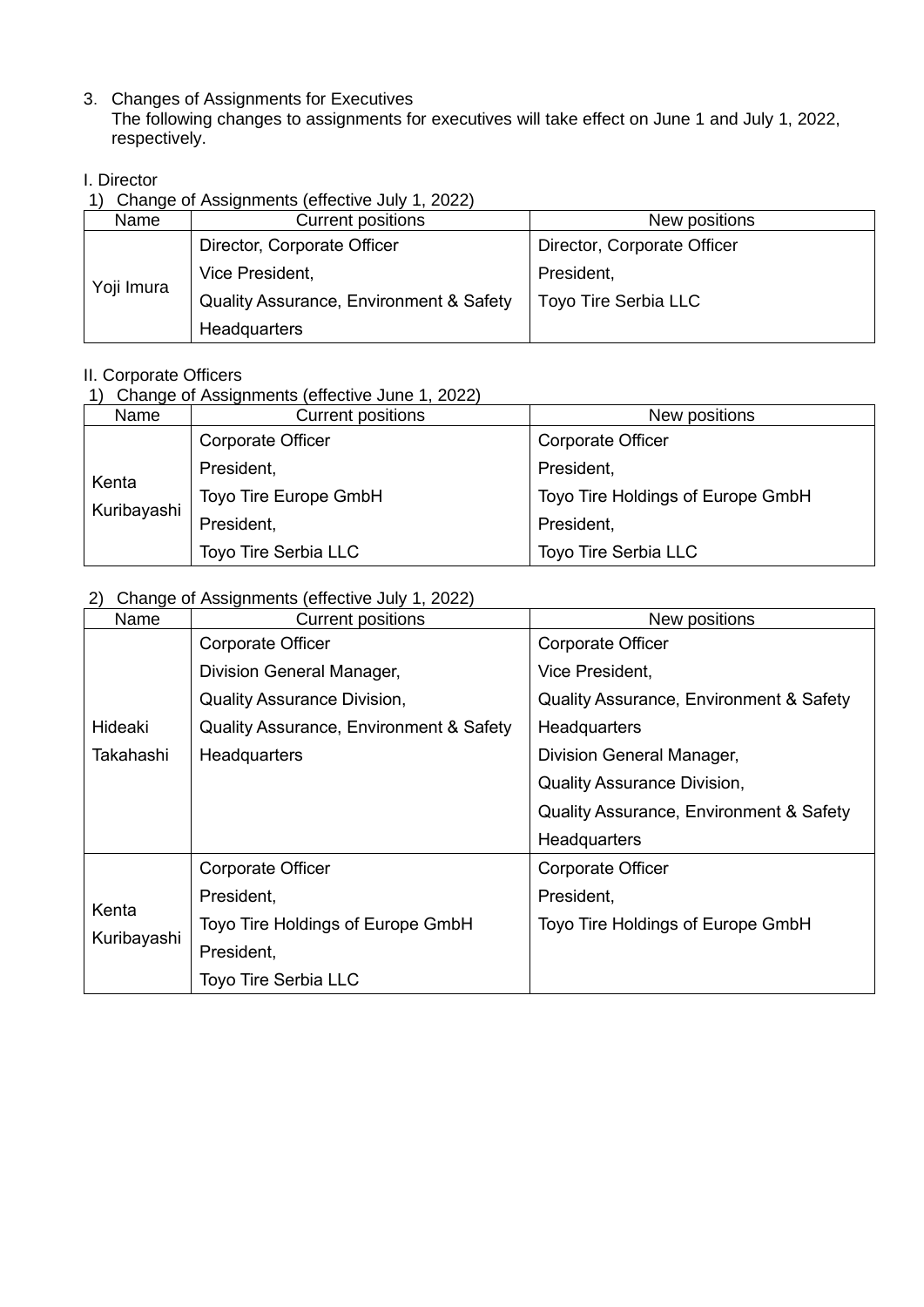3. Changes of Assignments for Executives
   The following changes to assignments for executives will take effect on June 1 and July 1, 2022, respectively.

I. Director

1) Change of Assignments (effective July 1, 2022)

| Name | Current positions | New positions |
|---|---|---|
| Yoji Imura | Director, Corporate Officer<br>Vice President,<br>Quality Assurance, Environment & Safety Headquarters | Director, Corporate Officer<br>President,<br>Toyo Tire Serbia LLC |

II. Corporate Officers

1) Change of Assignments (effective June 1, 2022)

| Name | Current positions | New positions |
|---|---|---|
| Kenta Kuribayashi | Corporate Officer<br>President,<br>Toyo Tire Europe GmbH<br>President,<br>Toyo Tire Serbia LLC | Corporate Officer<br>President,<br>Toyo Tire Holdings of Europe GmbH<br>President,<br>Toyo Tire Serbia LLC |

2) Change of Assignments (effective July 1, 2022)

| Name | Current positions | New positions |
|---|---|---|
| Hideaki Takahashi | Corporate Officer<br>Division General Manager,<br>Quality Assurance Division,<br>Quality Assurance, Environment & Safety Headquarters | Corporate Officer<br>Vice President,<br>Quality Assurance, Environment & Safety Headquarters<br>Division General Manager,<br>Quality Assurance Division,<br>Quality Assurance, Environment & Safety Headquarters |
| Kenta Kuribayashi | Corporate Officer<br>President,<br>Toyo Tire Holdings of Europe GmbH<br>President,<br>Toyo Tire Serbia LLC | Corporate Officer<br>President,<br>Toyo Tire Holdings of Europe GmbH |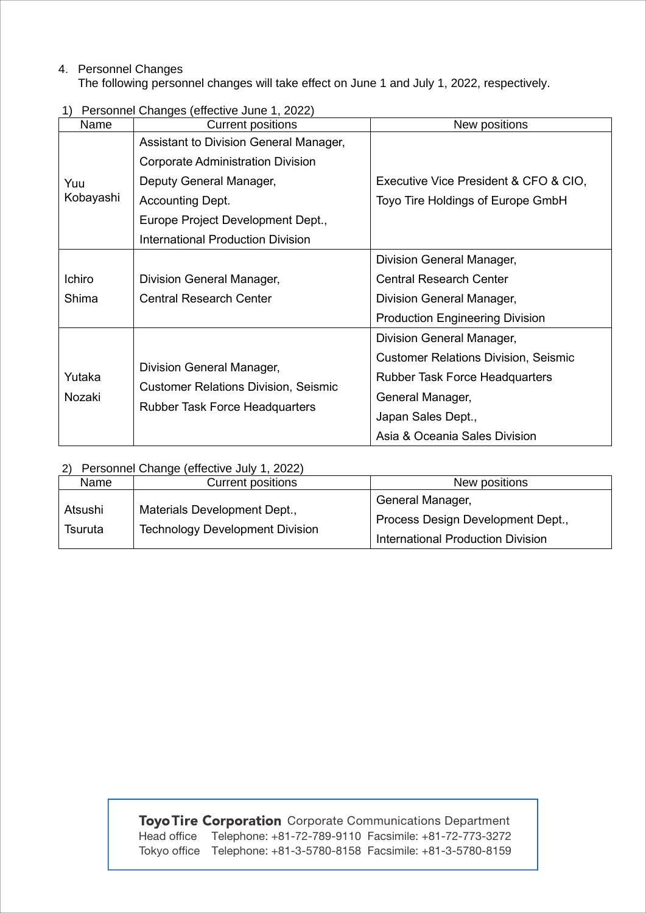4. Personnel Changes

The following personnel changes will take effect on June 1 and July 1, 2022, respectively.

1) Personnel Changes (effective June 1, 2022)

| Name | Current positions | New positions |
|---|---|---|
| Yuu Kobayashi | Assistant to Division General Manager, Corporate Administration Division<br>Deputy General Manager, Accounting Dept.<br>Europe Project Development Dept., International Production Division | Executive Vice President & CFO & CIO, Toyo Tire Holdings of Europe GmbH |
| Ichiro Shima | Division General Manager, Central Research Center | Division General Manager, Central Research Center<br>Division General Manager, Production Engineering Division |
| Yutaka Nozaki | Division General Manager, Customer Relations Division, Seismic Rubber Task Force Headquarters | Division General Manager, Customer Relations Division, Seismic Rubber Task Force Headquarters<br>General Manager, Japan Sales Dept., Asia & Oceania Sales Division |

2) Personnel Change (effective July 1, 2022)

| Name | Current positions | New positions |
|---|---|---|
| Atsushi Tsuruta | Materials Development Dept., Technology Development Division | General Manager, Process Design Development Dept., International Production Division |

**Toyo Tire Corporation** Corporate Communications Department

Head office Telephone: +81-72-789-9110 Facsimile: +81-72-773-3272

Tokyo office Telephone: +81-3-5780-8158 Facsimile: +81-3-5780-8159